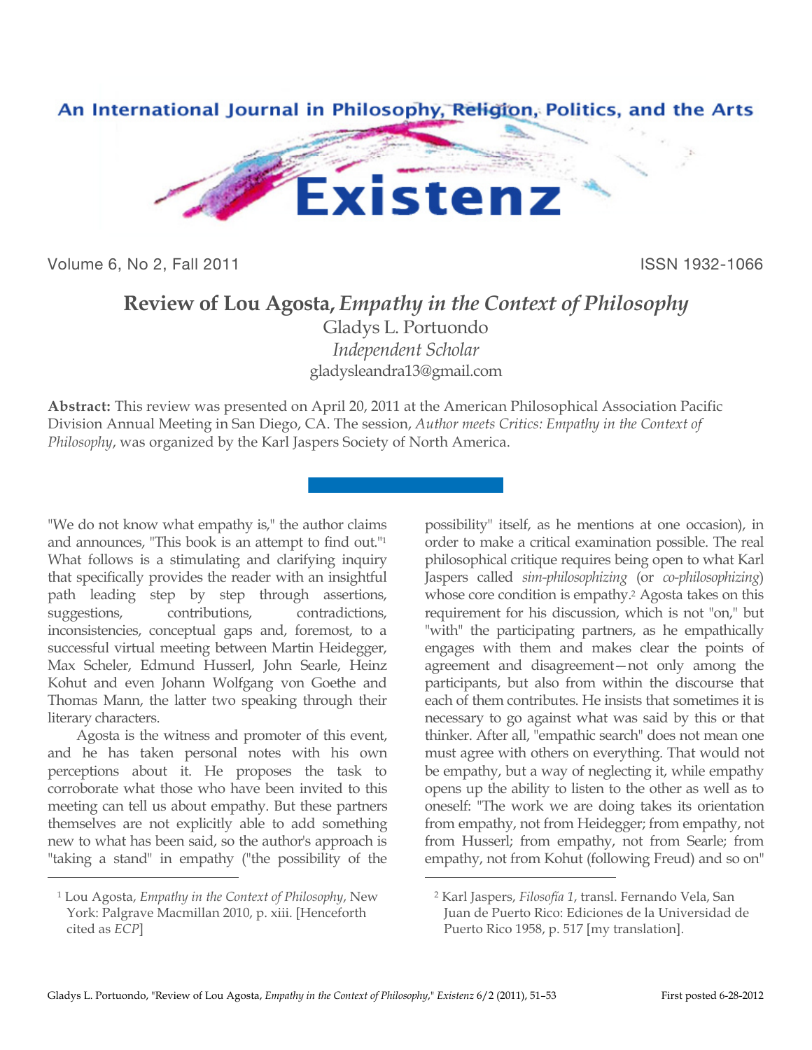# Review of Lou Agosta, *Empathy in the Context of Philosophy*

Gladys L. Portuondo
*Independent Scholar*
gladysleandra13@gmail.com

**Abstract:** This review was presented on April 20, 2011 at the American Philosophical Association Pacific Division Annual Meeting in San Diego, CA. The session, *Author meets Critics: Empathy in the Context of Philosophy*, was organized by the Karl Jaspers Society of North America.

"We do not know what empathy is," the author claims and announces, "This book is an attempt to find out."[1] What follows is a stimulating and clarifying inquiry that specifically provides the reader with an insightful path leading step by step through assertions, suggestions, contributions, contradictions, inconsistencies, conceptual gaps and, foremost, to a successful virtual meeting between Martin Heidegger, Max Scheler, Edmund Husserl, John Searle, Heinz Kohut and even Johann Wolfgang von Goethe and Thomas Mann, the latter two speaking through their literary characters.

Agosta is the witness and promoter of this event, and he has taken personal notes with his own perceptions about it. He proposes the task to corroborate what those who have been invited to this meeting can tell us about empathy. But these partners themselves are not explicitly able to add something new to what has been said, so the author's approach is "taking a stand" in empathy ("the possibility of the possibility" itself, as he mentions at one occasion), in order to make a critical examination possible. The real philosophical critique requires being open to what Karl Jaspers called *sim-philosophizing* (or *co-philosophizing*) whose core condition is empathy.[2] Agosta takes on this requirement for his discussion, which is not "on," but "with" the participating partners, as he empathically engages with them and makes clear the points of agreement and disagreement—not only among the participants, but also from within the discourse that each of them contributes. He insists that sometimes it is necessary to go against what was said by this or that thinker. After all, "empathic search" does not mean one must agree with others on everything. That would not be empathy, but a way of neglecting it, while empathy opens up the ability to listen to the other as well as to oneself: "The work we are doing takes its orientation from empathy, not from Heidegger; from empathy, not from Husserl; from empathy, not from Searle; from empathy, not from Kohut (following Freud) and so on"

[1] Lou Agosta, *Empathy in the Context of Philosophy*, New York: Palgrave Macmillan 2010, p. xiii. [Henceforth cited as *ECP*]

[2] Karl Jaspers, *Filosofía 1*, transl. Fernando Vela, San Juan de Puerto Rico: Ediciones de la Universidad de Puerto Rico 1958, p. 517 [my translation].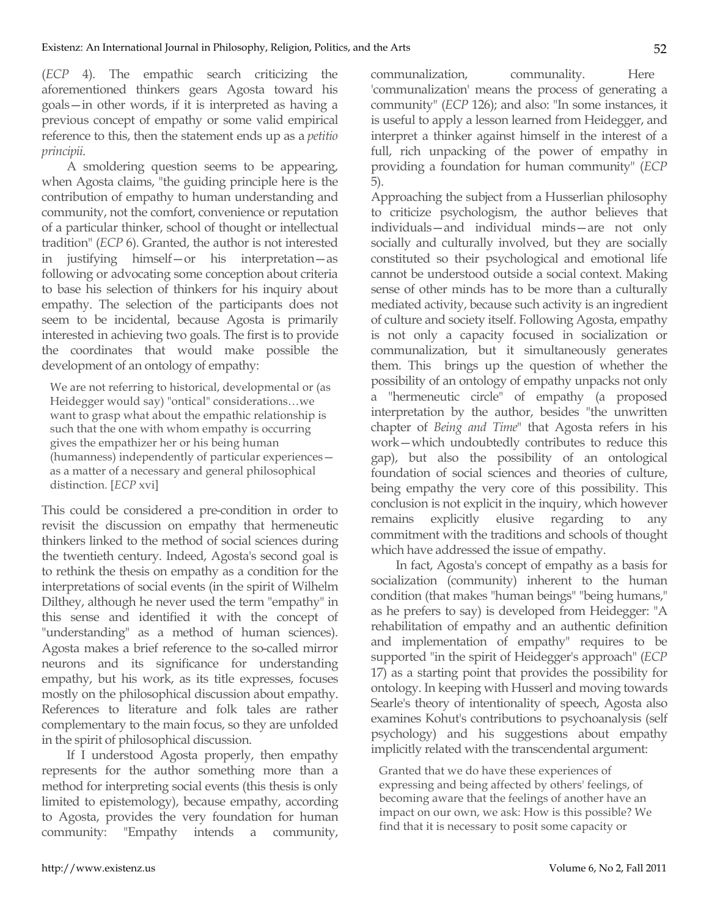(*ECP* 4). The empathic search criticizing the aforementioned thinkers gears Agosta toward his goals—in other words, if it is interpreted as having a previous concept of empathy or some valid empirical reference to this, then the statement ends up as a *petitio principii*.

A smoldering question seems to be appearing, when Agosta claims, "the guiding principle here is the contribution of empathy to human understanding and community, not the comfort, convenience or reputation of a particular thinker, school of thought or intellectual tradition" (*ECP* 6). Granted, the author is not interested in justifying himself—or his interpretation—as following or advocating some conception about criteria to base his selection of thinkers for his inquiry about empathy. The selection of the participants does not seem to be incidental, because Agosta is primarily interested in achieving two goals. The first is to provide the coordinates that would make possible the development of an ontology of empathy:

> We are not referring to historical, developmental or (as Heidegger would say) "ontical" considerations…we want to grasp what about the empathic relationship is such that the one with whom empathy is occurring gives the empathizer her or his being human (humanness) independently of particular experiences—as a matter of a necessary and general philosophical distinction. [*ECP* xvi]

This could be considered a pre-condition in order to revisit the discussion on empathy that hermeneutic thinkers linked to the method of social sciences during the twentieth century. Indeed, Agosta's second goal is to rethink the thesis on empathy as a condition for the interpretations of social events (in the spirit of Wilhelm Dilthey, although he never used the term "empathy" in this sense and identified it with the concept of "understanding" as a method of human sciences). Agosta makes a brief reference to the so-called mirror neurons and its significance for understanding empathy, but his work, as its title expresses, focuses mostly on the philosophical discussion about empathy. References to literature and folk tales are rather complementary to the main focus, so they are unfolded in the spirit of philosophical discussion.

If I understood Agosta properly, then empathy represents for the author something more than a method for interpreting social events (this thesis is only limited to epistemology), because empathy, according to Agosta, provides the very foundation for human community: "Empathy intends a community, communalization, communality. Here 'communalization' means the process of generating a community" (*ECP* 126); and also: "In some instances, it is useful to apply a lesson learned from Heidegger, and interpret a thinker against himself in the interest of a full, rich unpacking of the power of empathy in providing a foundation for human community" (*ECP* 5).

Approaching the subject from a Husserlian philosophy to criticize psychologism, the author believes that individuals—and individual minds—are not only socially and culturally involved, but they are socially constituted so their psychological and emotional life cannot be understood outside a social context. Making sense of other minds has to be more than a culturally mediated activity, because such activity is an ingredient of culture and society itself. Following Agosta, empathy is not only a capacity focused in socialization or communalization, but it simultaneously generates them. This brings up the question of whether the possibility of an ontology of empathy unpacks not only a "hermeneutic circle" of empathy (a proposed interpretation by the author, besides "the unwritten chapter of *Being and Time*" that Agosta refers in his work—which undoubtedly contributes to reduce this gap), but also the possibility of an ontological foundation of social sciences and theories of culture, being empathy the very core of this possibility. This conclusion is not explicit in the inquiry, which however remains explicitly elusive regarding to any commitment with the traditions and schools of thought which have addressed the issue of empathy.

In fact, Agosta's concept of empathy as a basis for socialization (community) inherent to the human condition (that makes "human beings" "being humans," as he prefers to say) is developed from Heidegger: "A rehabilitation of empathy and an authentic definition and implementation of empathy" requires to be supported "in the spirit of Heidegger's approach" (*ECP* 17) as a starting point that provides the possibility for ontology. In keeping with Husserl and moving towards Searle's theory of intentionality of speech, Agosta also examines Kohut's contributions to psychoanalysis (self psychology) and his suggestions about empathy implicitly related with the transcendental argument:

> Granted that we do have these experiences of expressing and being affected by others' feelings, of becoming aware that the feelings of another have an impact on our own, we ask: How is this possible? We find that it is necessary to posit some capacity or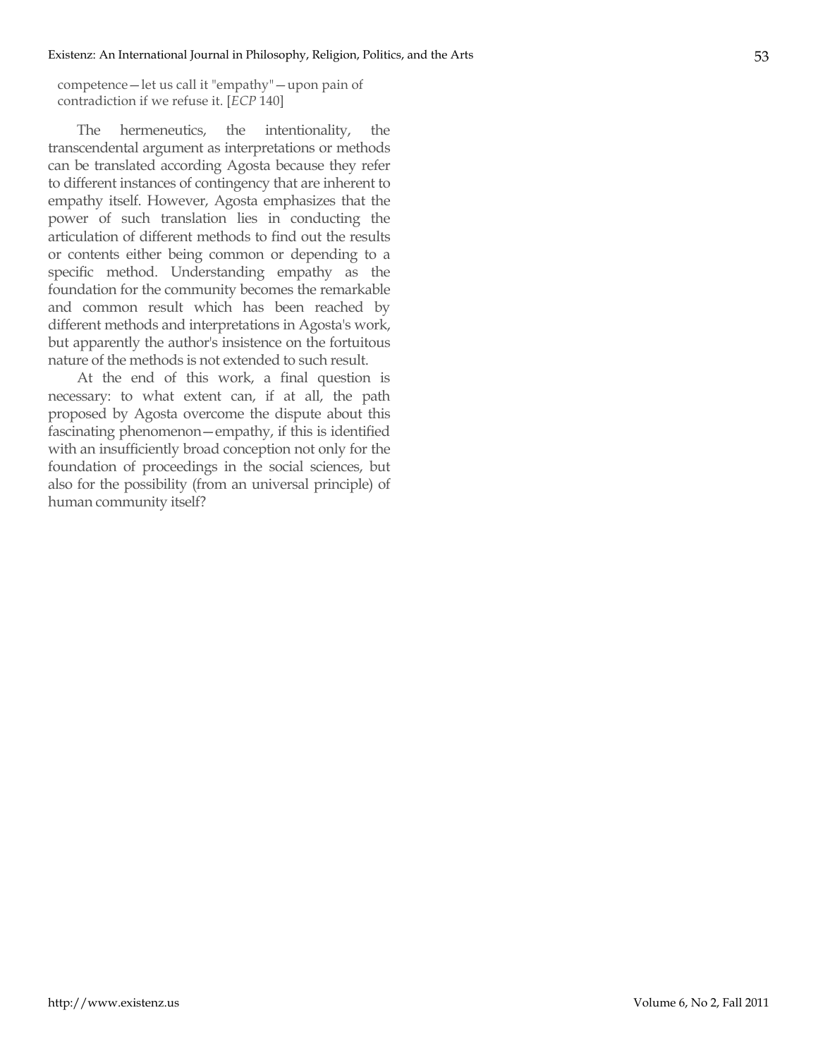> competence—let us call it "empathy"—upon pain of contradiction if we refuse it. [*ECP* 140]

The hermeneutics, the intentionality, the transcendental argument as interpretations or methods can be translated according Agosta because they refer to different instances of contingency that are inherent to empathy itself. However, Agosta emphasizes that the power of such translation lies in conducting the articulation of different methods to find out the results or contents either being common or depending to a specific method. Understanding empathy as the foundation for the community becomes the remarkable and common result which has been reached by different methods and interpretations in Agosta's work, but apparently the author's insistence on the fortuitous nature of the methods is not extended to such result.

At the end of this work, a final question is necessary: to what extent can, if at all, the path proposed by Agosta overcome the dispute about this fascinating phenomenon—empathy, if this is identified with an insufficiently broad conception not only for the foundation of proceedings in the social sciences, but also for the possibility (from an universal principle) of human community itself?